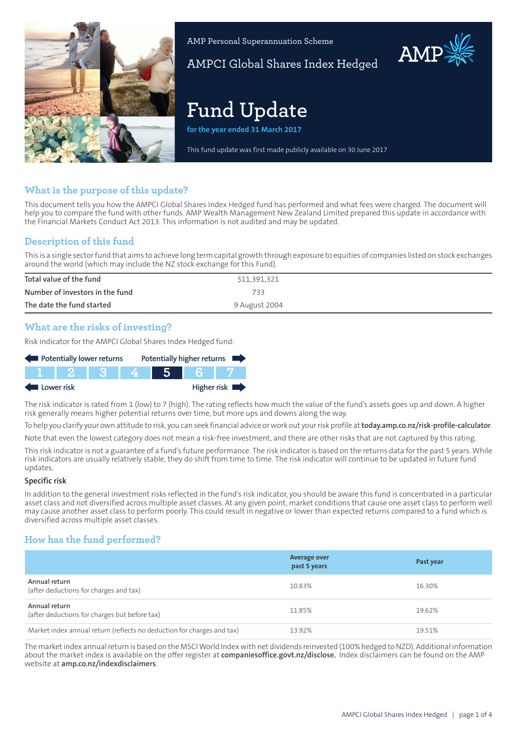AMP Personal Superannuation Scheme

AMPCI Global Shares Index Hedged

# Fund Update

**for the year ended 31 March 2017**

This fund update was first made publicly available on 30 June 2017

## What is the purpose of this update?

This document tells you how the AMPCI Global Shares Index Hedged fund has performed and what fees were charged. The document will help you to compare the fund with other funds. AMP Wealth Management New Zealand Limited prepared this update in accordance with the Financial Markets Conduct Act 2013. This information is not audited and may be updated.

## Description of this fund

This is a single sector fund that aims to achieve long term capital growth through exposure to equities of companies listed on stock exchanges around the world (which may include the NZ stock exchange for this Fund).

| | |
|---|---|
| Total value of the fund | $11,391,321 |
| Number of investors in the fund | 733 |
| The date the fund started | 9 August 2004 |

## What are the risks of investing?

Risk indicator for the AMPCI Global Shares Index Hedged fund:

Potentially lower returns — Potentially higher returns

| 1 | 2 | 3 | 4 | **5** | 6 | 7 |
|---|---|---|---|---|---|---|

Lower risk — Higher risk

The risk indicator is rated from 1 (low) to 7 (high). The rating reflects how much the value of the fund's assets goes up and down. A higher risk generally means higher potential returns over time, but more ups and downs along the way.

To help you clarify your own attitude to risk, you can seek financial advice or work out your risk profile at **today.amp.co.nz/risk-profile-calculator**.

Note that even the lowest category does not mean a risk-free investment, and there are other risks that are not captured by this rating.

This risk indicator is not a guarantee of a fund's future performance. The risk indicator is based on the returns data for the past 5 years. While risk indicators are usually relatively stable, they do shift from time to time. The risk indicator will continue to be updated in future fund updates.

### Specific risk

In addition to the general investment risks reflected in the fund's risk indicator, you should be aware this fund is concentrated in a particular asset class and not diversified across multiple asset classes. At any given point, market conditions that cause one asset class to perform well may cause another asset class to perform poorly. This could result in negative or lower than expected returns compared to a fund which is diversified across multiple asset classes.

## How has the fund performed?

| | Average over past 5 years | Past year |
|---|---|---|
| Annual return (after deductions for charges and tax) | 10.83% | 16.30% |
| Annual return (after deductions for charges but before tax) | 11.85% | 19.62% |
| Market index annual return (reflects no deduction for charges and tax) | 13.92% | 19.51% |

The market index annual return is based on the MSCI World Index with net dividends reinvested (100% hedged to NZD). Additional information about the market index is available on the offer register at **companiesoffice.govt.nz/disclose.** Index disclaimers can be found on the AMP website at **amp.co.nz/indexdisclaimers**.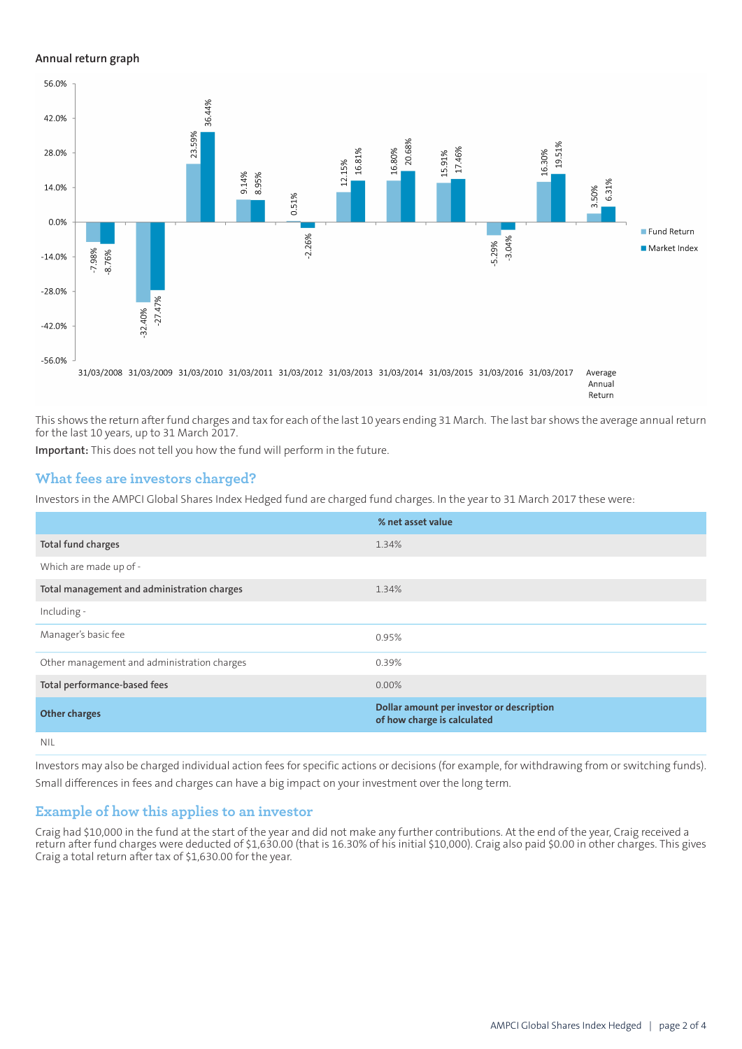**Annual return graph**

| Year | Fund Return | Market Index |
|---|---|---|
| 31/03/2008 | -7.98% | -8.76% |
| 31/03/2009 | -32.40% | -27.47% |
| 31/03/2010 | 23.59% | 36.44% |
| 31/03/2011 | 9.14% | 8.95% |
| 31/03/2012 | 0.51% | -2.26% |
| 31/03/2013 | 12.15% | 16.81% |
| 31/03/2014 | 16.80% | 20.68% |
| 31/03/2015 | 15.91% | 17.46% |
| 31/03/2016 | -5.29% | -3.04% |
| 31/03/2017 | 16.30% | 19.51% |
| Average Annual Return | 3.50% | 6.31% |

This shows the return after fund charges and tax for each of the last 10 years ending 31 March. The last bar shows the average annual return for the last 10 years, up to 31 March 2017.

**Important:** This does not tell you how the fund will perform in the future.

## What fees are investors charged?

Investors in the AMPCI Global Shares Index Hedged fund are charged fund charges. In the year to 31 March 2017 these were:

| | % net asset value |
|---|---|
| **Total fund charges** | 1.34% |
| Which are made up of - | |
| **Total management and administration charges** | 1.34% |
| Including - | |
| Manager's basic fee | 0.95% |
| Other management and administration charges | 0.39% |
| **Total performance-based fees** | 0.00% |
| **Other charges** | **Dollar amount per investor or description of how charge is calculated** |
| NIL | |

Investors may also be charged individual action fees for specific actions or decisions (for example, for withdrawing from or switching funds). Small differences in fees and charges can have a big impact on your investment over the long term.

## Example of how this applies to an investor

Craig had $10,000 in the fund at the start of the year and did not make any further contributions. At the end of the year, Craig received a return after fund charges were deducted of $1,630.00 (that is 16.30% of his initial $10,000). Craig also paid $0.00 in other charges. This gives Craig a total return after tax of $1,630.00 for the year.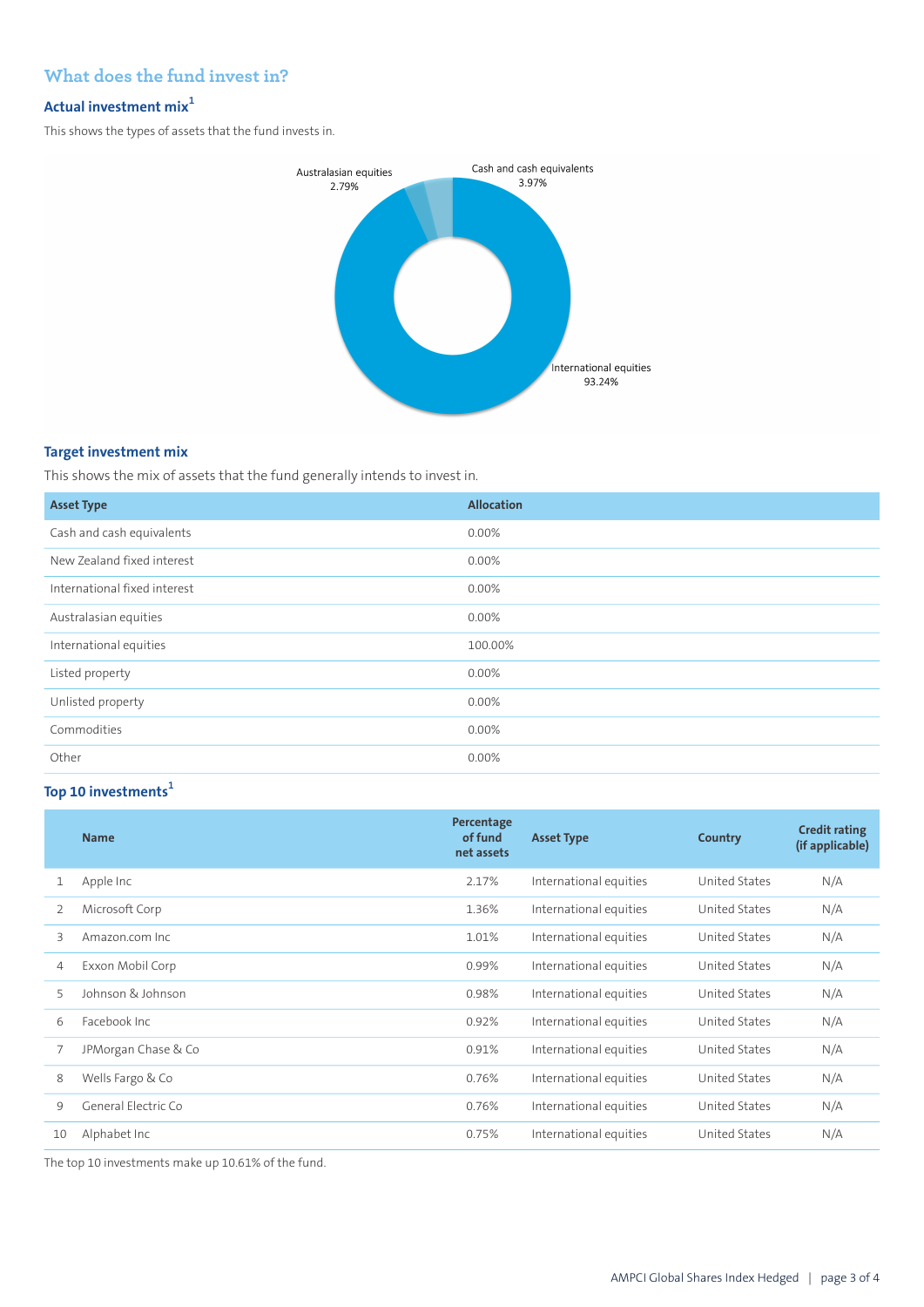## What does the fund invest in?

### Actual investment mix[1]

This shows the types of assets that the fund invests in.

Australasian equities 2.79%

Cash and cash equivalents 3.97%

International equities 93.24%

### Target investment mix

This shows the mix of assets that the fund generally intends to invest in.

| Asset Type | Allocation |
|---|---|
| Cash and cash equivalents | 0.00% |
| New Zealand fixed interest | 0.00% |
| International fixed interest | 0.00% |
| Australasian equities | 0.00% |
| International equities | 100.00% |
| Listed property | 0.00% |
| Unlisted property | 0.00% |
| Commodities | 0.00% |
| Other | 0.00% |

### Top 10 investments[1]

| | Name | Percentage of fund net assets | Asset Type | Country | Credit rating (if applicable) |
|---|---|---|---|---|---|
| 1 | Apple Inc | 2.17% | International equities | United States | N/A |
| 2 | Microsoft Corp | 1.36% | International equities | United States | N/A |
| 3 | Amazon.com Inc | 1.01% | International equities | United States | N/A |
| 4 | Exxon Mobil Corp | 0.99% | International equities | United States | N/A |
| 5 | Johnson & Johnson | 0.98% | International equities | United States | N/A |
| 6 | Facebook Inc | 0.92% | International equities | United States | N/A |
| 7 | JPMorgan Chase & Co | 0.91% | International equities | United States | N/A |
| 8 | Wells Fargo & Co | 0.76% | International equities | United States | N/A |
| 9 | General Electric Co | 0.76% | International equities | United States | N/A |
| 10 | Alphabet Inc | 0.75% | International equities | United States | N/A |

The top 10 investments make up 10.61% of the fund.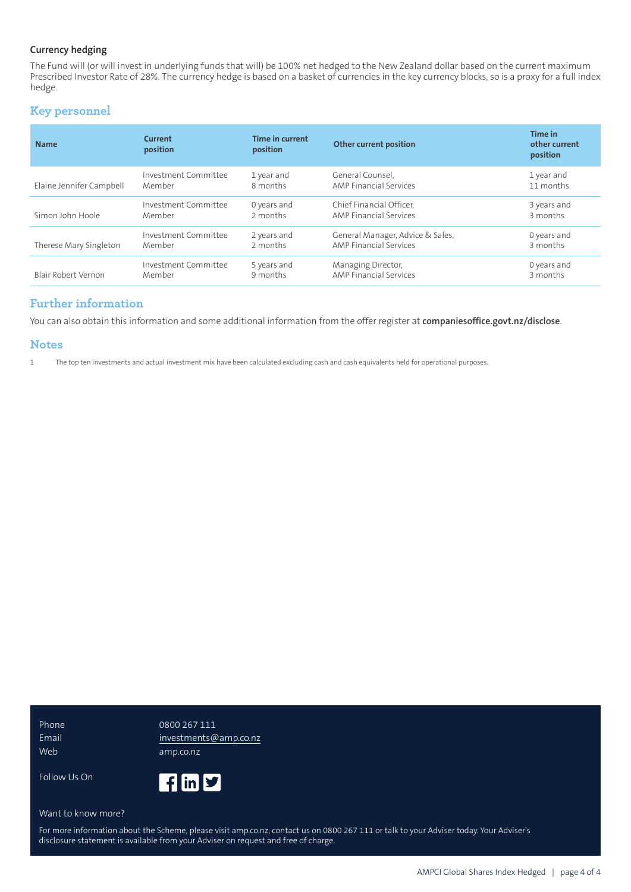### Currency hedging

The Fund will (or will invest in underlying funds that will) be 100% net hedged to the New Zealand dollar based on the current maximum Prescribed Investor Rate of 28%. The currency hedge is based on a basket of currencies in the key currency blocks, so is a proxy for a full index hedge.

## Key personnel

| Name | Current position | Time in current position | Other current position | Time in other current position |
|---|---|---|---|---|
| Elaine Jennifer Campbell | Investment Committee Member | 1 year and 8 months | General Counsel, AMP Financial Services | 1 year and 11 months |
| Simon John Hoole | Investment Committee Member | 0 years and 2 months | Chief Financial Officer, AMP Financial Services | 3 years and 3 months |
| Therese Mary Singleton | Investment Committee Member | 2 years and 2 months | General Manager, Advice & Sales, AMP Financial Services | 0 years and 3 months |
| Blair Robert Vernon | Investment Committee Member | 5 years and 9 months | Managing Director, AMP Financial Services | 0 years and 3 months |

## Further information

You can also obtain this information and some additional information from the offer register at **companiesoffice.govt.nz/disclose**.

## Notes

1 The top ten investments and actual investment mix have been calculated excluding cash and cash equivalents held for operational purposes.

Phone 0800 267 111
Email investments@amp.co.nz
Web amp.co.nz

Follow Us On

Want to know more?

For more information about the Scheme, please visit amp.co.nz, contact us on 0800 267 111 or talk to your Adviser today. Your Adviser's disclosure statement is available from your Adviser on request and free of charge.